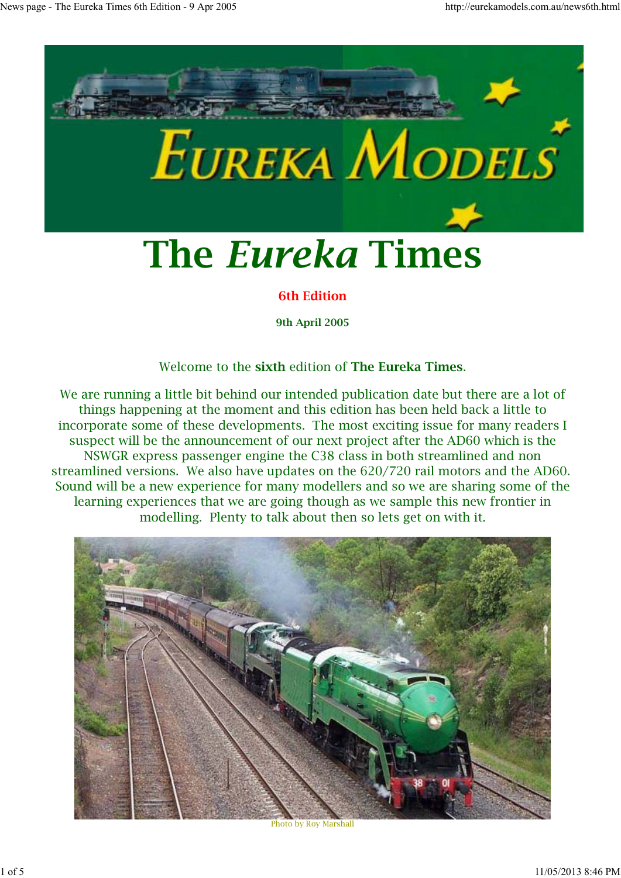# The *Eureka* Times

**6th Edition**

**9th April 2005**

Welcome to the **sixth** edition of **The Eureka Times**.

We are running a little bit behind our intended publication date but there are a lot of things happening at the moment and this edition has been held back a little to incorporate some of these developments. The most exciting issue for many readers I suspect will be the announcement of our next project after the AD60 which is the NSWGR express passenger engine the C38 class in both streamlined and non streamlined versions. We also have updates on the 620/720 rail motors and the AD60. Sound will be a new experience for many modellers and so we are sharing some of the learning experiences that we are going though as we sample this new frontier in modelling. Plenty to talk about then so lets get on with it.

Photo by Roy Marshall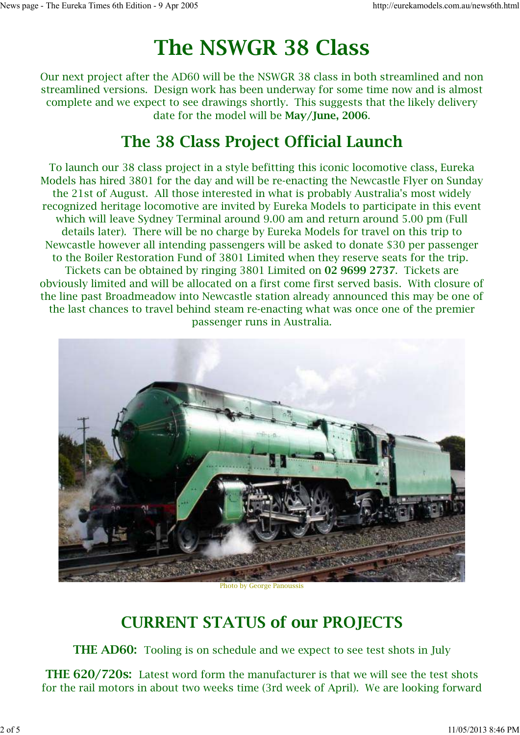# The NSWGR 38 Class

Our next project after the AD60 will be the NSWGR 38 class in both streamlined and non streamlined versions. Design work has been underway for some time now and is almost complete and we expect to see drawings shortly. This suggests that the likely delivery date for the model will be **May/June, 2006**.

## The 38 Class Project Official Launch

To launch our 38 class project in a style befitting this iconic locomotive class, Eureka Models has hired 3801 for the day and will be re-enacting the Newcastle Flyer on Sunday the 21st of August. All those interested in what is probably Australia's most widely recognized heritage locomotive are invited by Eureka Models to participate in this event which will leave Sydney Terminal around 9.00 am and return around 5.00 pm (Full details later). There will be no charge by Eureka Models for travel on this trip to Newcastle however all intending passengers will be asked to donate $30 per passenger to the Boiler Restoration Fund of 3801 Limited when they reserve seats for the trip. Tickets can be obtained by ringing 3801 Limited on **02 9699 2737**. Tickets are obviously limited and will be allocated on a first come first served basis. With closure of the line past Broadmeadow into Newcastle station already announced this may be one of the last chances to travel behind steam re-enacting what was once one of the premier passenger runs in Australia.

Photo by George Panoussis

## CURRENT STATUS of our PROJECTS

**THE AD60:** Tooling is on schedule and we expect to see test shots in July

**THE 620/720s:** Latest word form the manufacturer is that we will see the test shots for the rail motors in about two weeks time (3rd week of April). We are looking forward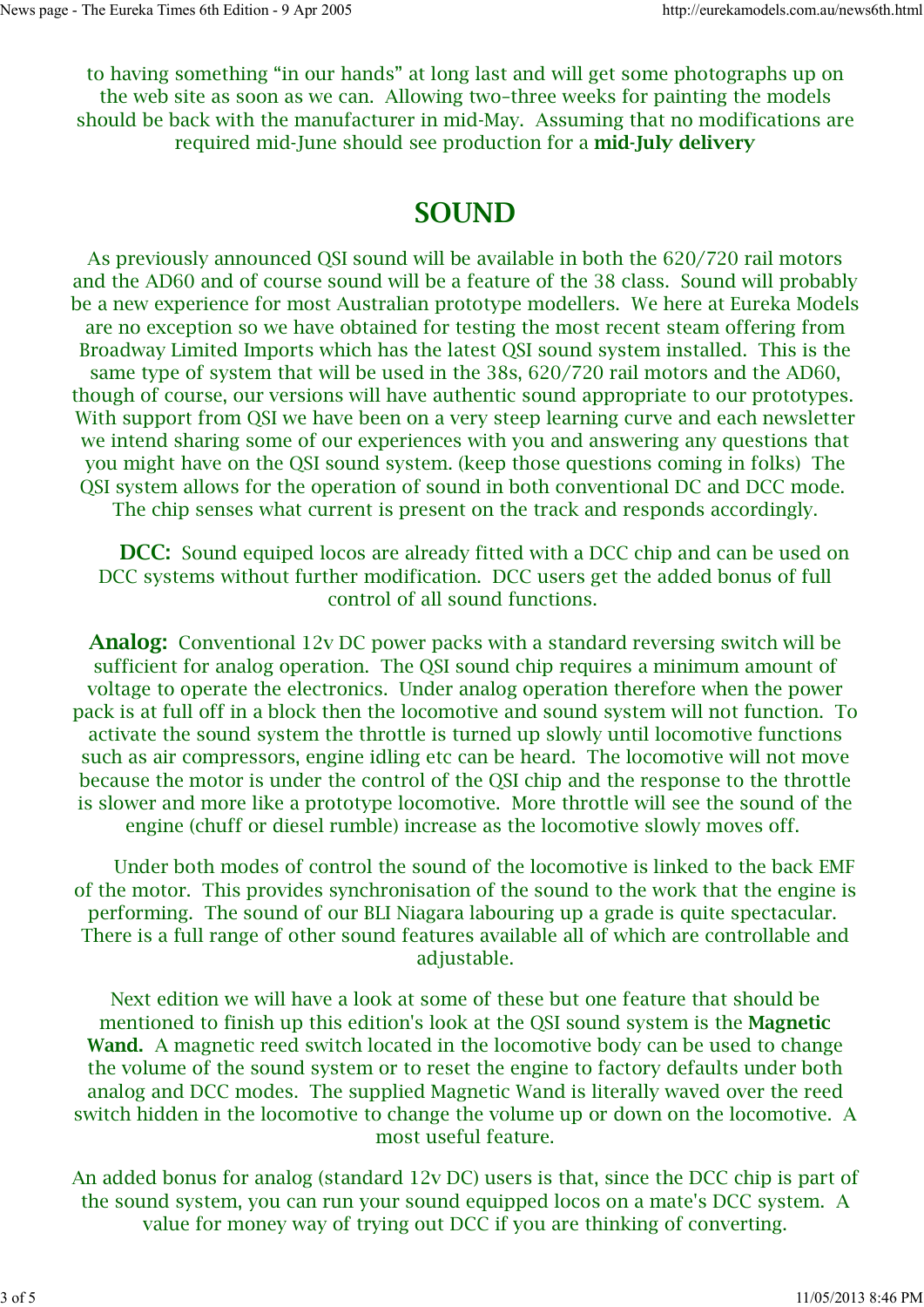to having something "in our hands" at long last and will get some photographs up on the web site as soon as we can. Allowing two–three weeks for painting the models should be back with the manufacturer in mid-May. Assuming that no modifications are required mid-June should see production for a **mid-July delivery**

## SOUND

As previously announced QSI sound will be available in both the 620/720 rail motors and the AD60 and of course sound will be a feature of the 38 class. Sound will probably be a new experience for most Australian prototype modellers. We here at Eureka Models are no exception so we have obtained for testing the most recent steam offering from Broadway Limited Imports which has the latest QSI sound system installed. This is the same type of system that will be used in the 38s, 620/720 rail motors and the AD60, though of course, our versions will have authentic sound appropriate to our prototypes. With support from QSI we have been on a very steep learning curve and each newsletter we intend sharing some of our experiences with you and answering any questions that you might have on the QSI sound system. (keep those questions coming in folks) The QSI system allows for the operation of sound in both conventional DC and DCC mode. The chip senses what current is present on the track and responds accordingly.

**DCC:** Sound equiped locos are already fitted with a DCC chip and can be used on DCC systems without further modification. DCC users get the added bonus of full control of all sound functions.

**Analog:** Conventional 12v DC power packs with a standard reversing switch will be sufficient for analog operation. The QSI sound chip requires a minimum amount of voltage to operate the electronics. Under analog operation therefore when the power pack is at full off in a block then the locomotive and sound system will not function. To activate the sound system the throttle is turned up slowly until locomotive functions such as air compressors, engine idling etc can be heard. The locomotive will not move because the motor is under the control of the QSI chip and the response to the throttle is slower and more like a prototype locomotive. More throttle will see the sound of the engine (chuff or diesel rumble) increase as the locomotive slowly moves off.

Under both modes of control the sound of the locomotive is linked to the back EMF of the motor. This provides synchronisation of the sound to the work that the engine is performing. The sound of our BLI Niagara labouring up a grade is quite spectacular. There is a full range of other sound features available all of which are controllable and adjustable.

Next edition we will have a look at some of these but one feature that should be mentioned to finish up this edition's look at the QSI sound system is the **Magnetic Wand.** A magnetic reed switch located in the locomotive body can be used to change the volume of the sound system or to reset the engine to factory defaults under both analog and DCC modes. The supplied Magnetic Wand is literally waved over the reed switch hidden in the locomotive to change the volume up or down on the locomotive. A most useful feature.

An added bonus for analog (standard 12v DC) users is that, since the DCC chip is part of the sound system, you can run your sound equipped locos on a mate's DCC system. A value for money way of trying out DCC if you are thinking of converting.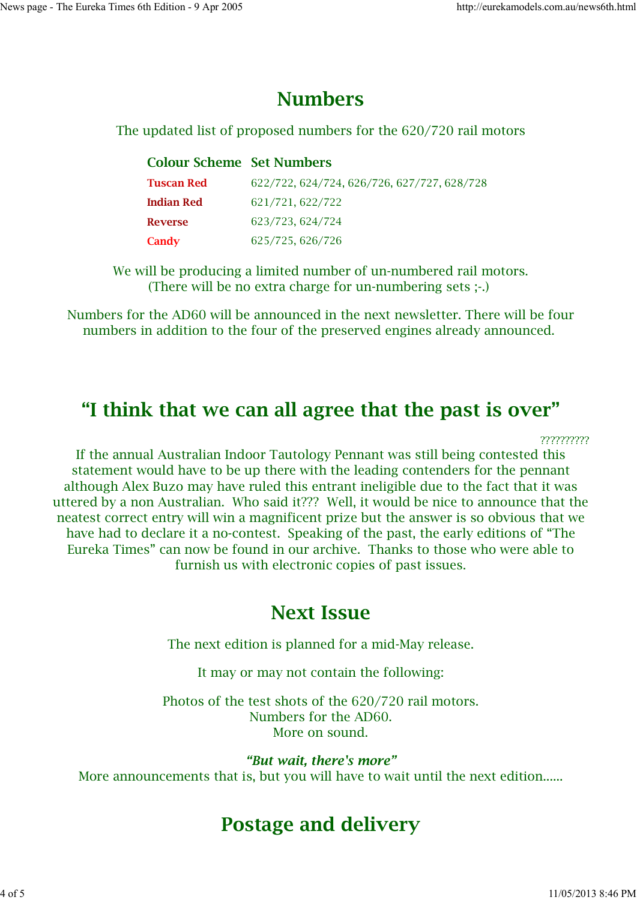## Numbers

The updated list of proposed numbers for the 620/720 rail motors

| Colour Scheme | Set Numbers |
|---|---|
| Tuscan Red | 622/722, 624/724, 626/726, 627/727, 628/728 |
| Indian Red | 621/721, 622/722 |
| Reverse | 623/723, 624/724 |
| Candy | 625/725, 626/726 |

We will be producing a limited number of un-numbered rail motors.
(There will be no extra charge for un-numbering sets ;-.)

Numbers for the AD60 will be announced in the next newsletter. There will be four numbers in addition to the four of the preserved engines already announced.

## "I think that we can all agree that the past is over"

??????????

If the annual Australian Indoor Tautology Pennant was still being contested this statement would have to be up there with the leading contenders for the pennant although Alex Buzo may have ruled this entrant ineligible due to the fact that it was uttered by a non Australian. Who said it??? Well, it would be nice to announce that the neatest correct entry will win a magnificent prize but the answer is so obvious that we have had to declare it a no-contest. Speaking of the past, the early editions of "The Eureka Times" can now be found in our archive. Thanks to those who were able to furnish us with electronic copies of past issues.

## Next Issue

The next edition is planned for a mid-May release.

It may or may not contain the following:

Photos of the test shots of the 620/720 rail motors.
Numbers for the AD60.
More on sound.

***"But wait, there's more"***
More announcements that is, but you will have to wait until the next edition......

## Postage and delivery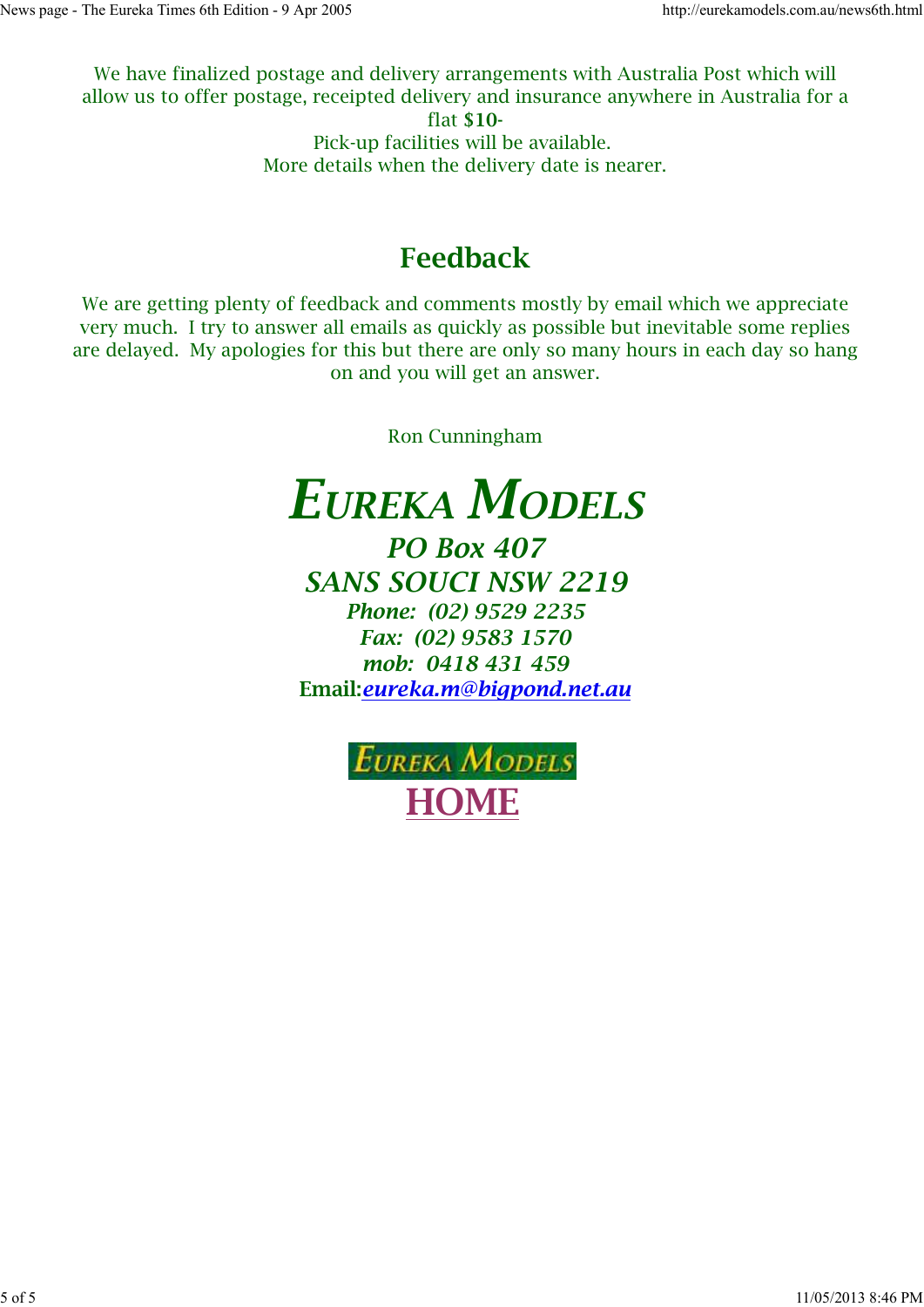We have finalized postage and delivery arrangements with Australia Post which will allow us to offer postage, receipted delivery and insurance anywhere in Australia for a flat **$10-**
Pick-up facilities will be available.
More details when the delivery date is nearer.

## Feedback

We are getting plenty of feedback and comments mostly by email which we appreciate very much. I try to answer all emails as quickly as possible but inevitable some replies are delayed. My apologies for this but there are only so many hours in each day so hang on and you will get an answer.

Ron Cunningham

# ***EUREKA MODELS***

***PO Box 407***
***SANS SOUCI NSW 2219***
***Phone: (02) 9529 2235***
***Fax: (02) 9583 1570***
***mob: 0418 431 459***
**Email:*eureka.m@bigpond.net.au***

EUREKA MODELS
**HOME**